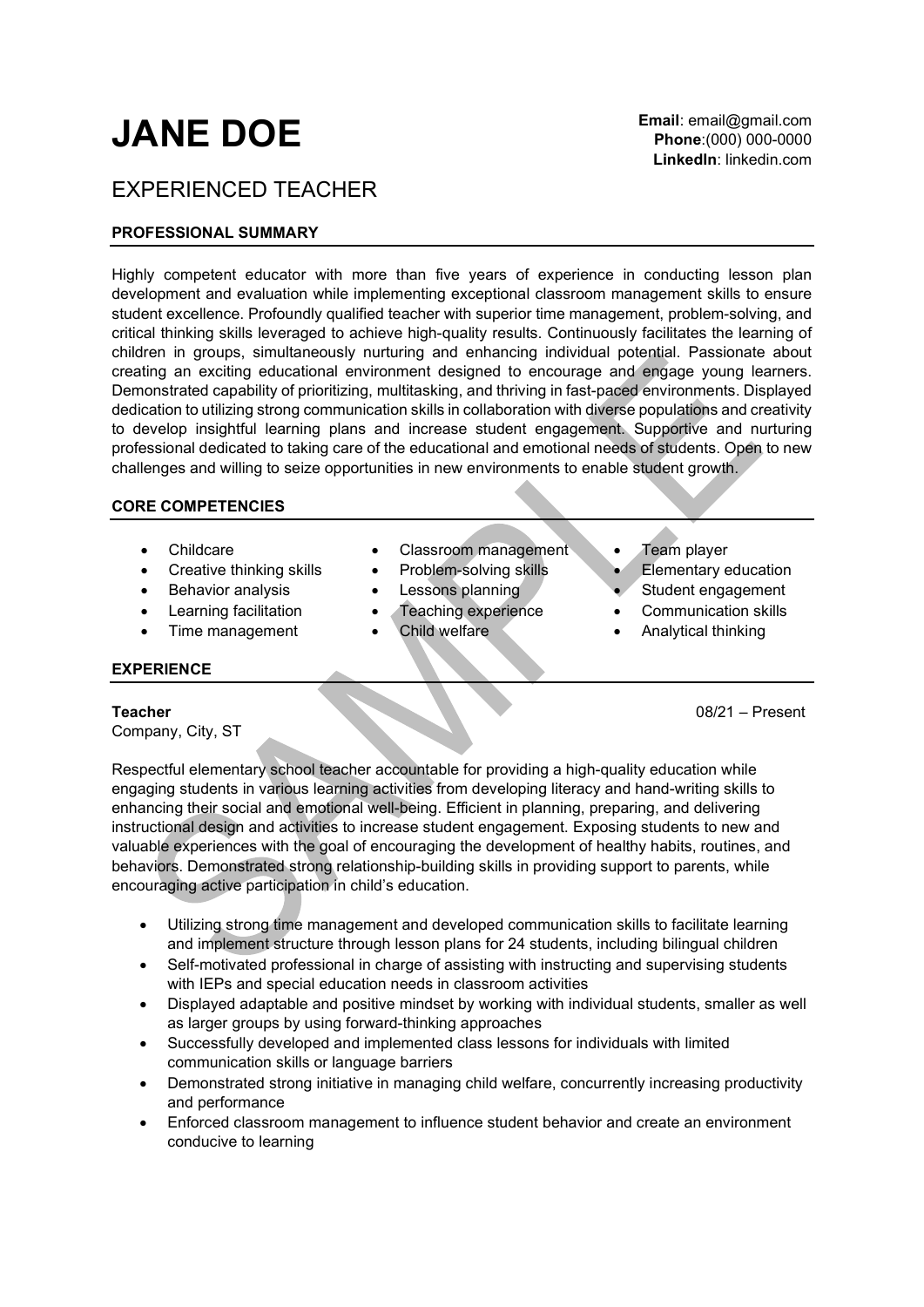# JANE DOE

**Email**: email@gmail.com
**Phone**:(000) 000-0000
**LinkedIn**: linkedin.com

## EXPERIENCED TEACHER

### PROFESSIONAL SUMMARY

Highly competent educator with more than five years of experience in conducting lesson plan development and evaluation while implementing exceptional classroom management skills to ensure student excellence. Profoundly qualified teacher with superior time management, problem-solving, and critical thinking skills leveraged to achieve high-quality results. Continuously facilitates the learning of children in groups, simultaneously nurturing and enhancing individual potential. Passionate about creating an exciting educational environment designed to encourage and engage young learners. Demonstrated capability of prioritizing, multitasking, and thriving in fast-paced environments. Displayed dedication to utilizing strong communication skills in collaboration with diverse populations and creativity to develop insightful learning plans and increase student engagement. Supportive and nurturing professional dedicated to taking care of the educational and emotional needs of students. Open to new challenges and willing to seize opportunities in new environments to enable student growth.

### CORE COMPETENCIES

- Childcare
- Creative thinking skills
- Behavior analysis
- Learning facilitation
- Time management
- Classroom management
- Problem-solving skills
- Lessons planning
- Teaching experience
- Child welfare
- Team player
- Elementary education
- Student engagement
- Communication skills
- Analytical thinking

### EXPERIENCE

**Teacher** 08/21 – Present
Company, City, ST

Respectful elementary school teacher accountable for providing a high-quality education while engaging students in various learning activities from developing literacy and hand-writing skills to enhancing their social and emotional well-being. Efficient in planning, preparing, and delivering instructional design and activities to increase student engagement. Exposing students to new and valuable experiences with the goal of encouraging the development of healthy habits, routines, and behaviors. Demonstrated strong relationship-building skills in providing support to parents, while encouraging active participation in child's education.

- Utilizing strong time management and developed communication skills to facilitate learning and implement structure through lesson plans for 24 students, including bilingual children
- Self-motivated professional in charge of assisting with instructing and supervising students with IEPs and special education needs in classroom activities
- Displayed adaptable and positive mindset by working with individual students, smaller as well as larger groups by using forward-thinking approaches
- Successfully developed and implemented class lessons for individuals with limited communication skills or language barriers
- Demonstrated strong initiative in managing child welfare, concurrently increasing productivity and performance
- Enforced classroom management to influence student behavior and create an environment conducive to learning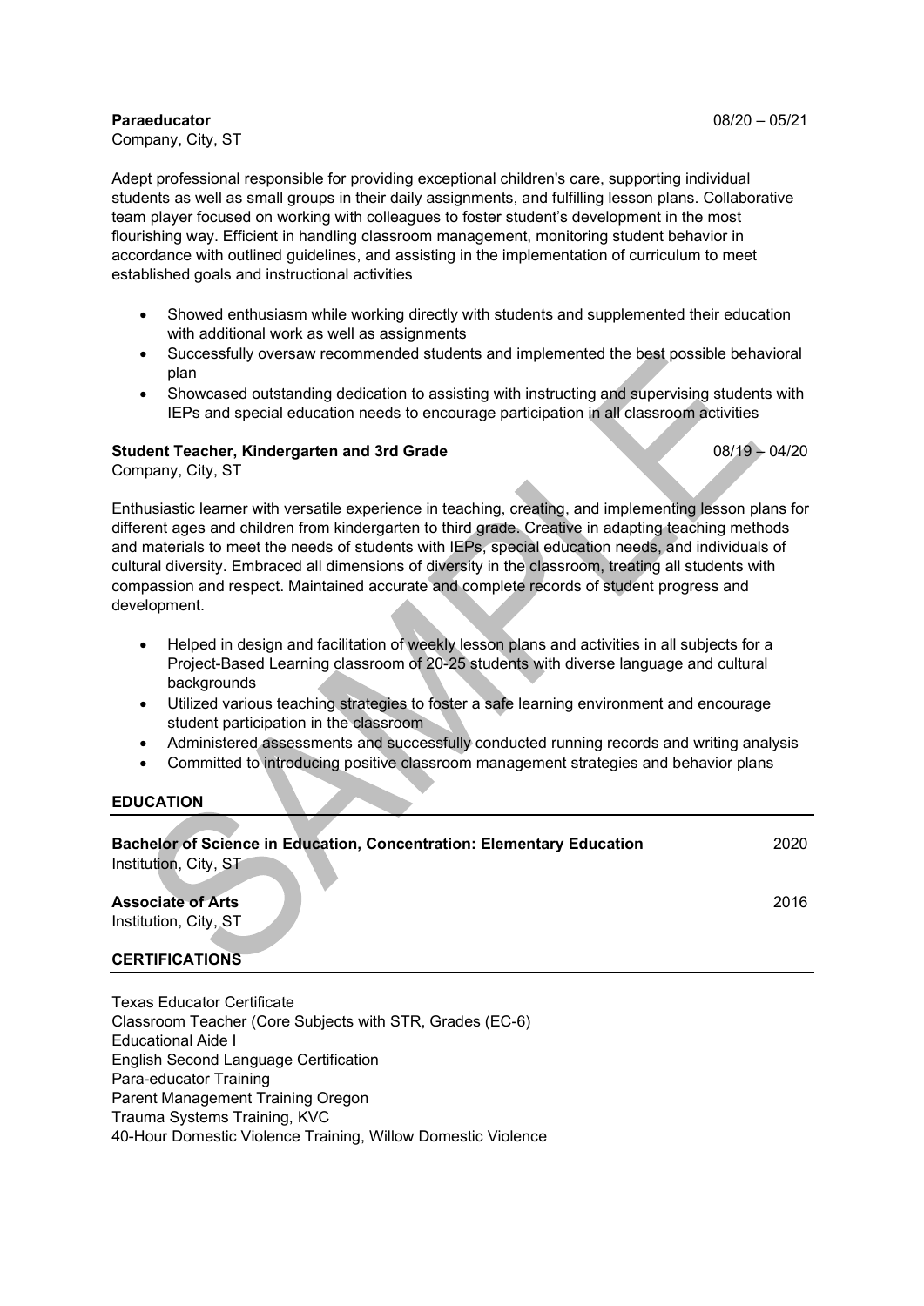**Paraeducator** 08/20 – 05/21
Company, City, ST

Adept professional responsible for providing exceptional children's care, supporting individual students as well as small groups in their daily assignments, and fulfilling lesson plans. Collaborative team player focused on working with colleagues to foster student's development in the most flourishing way. Efficient in handling classroom management, monitoring student behavior in accordance with outlined guidelines, and assisting in the implementation of curriculum to meet established goals and instructional activities

- Showed enthusiasm while working directly with students and supplemented their education with additional work as well as assignments
- Successfully oversaw recommended students and implemented the best possible behavioral plan
- Showcased outstanding dedication to assisting with instructing and supervising students with IEPs and special education needs to encourage participation in all classroom activities

**Student Teacher, Kindergarten and 3rd Grade** 08/19 – 04/20
Company, City, ST

Enthusiastic learner with versatile experience in teaching, creating, and implementing lesson plans for different ages and children from kindergarten to third grade. Creative in adapting teaching methods and materials to meet the needs of students with IEPs, special education needs, and individuals of cultural diversity. Embraced all dimensions of diversity in the classroom, treating all students with compassion and respect. Maintained accurate and complete records of student progress and development.

- Helped in design and facilitation of weekly lesson plans and activities in all subjects for a Project-Based Learning classroom of 20-25 students with diverse language and cultural backgrounds
- Utilized various teaching strategies to foster a safe learning environment and encourage student participation in the classroom
- Administered assessments and successfully conducted running records and writing analysis
- Committed to introducing positive classroom management strategies and behavior plans

## EDUCATION

**Bachelor of Science in Education, Concentration: Elementary Education** 2020
Institution, City, ST

**Associate of Arts** 2016
Institution, City, ST

## CERTIFICATIONS

Texas Educator Certificate
Classroom Teacher (Core Subjects with STR, Grades (EC-6)
Educational Aide I
English Second Language Certification
Para-educator Training
Parent Management Training Oregon
Trauma Systems Training, KVC
40-Hour Domestic Violence Training, Willow Domestic Violence